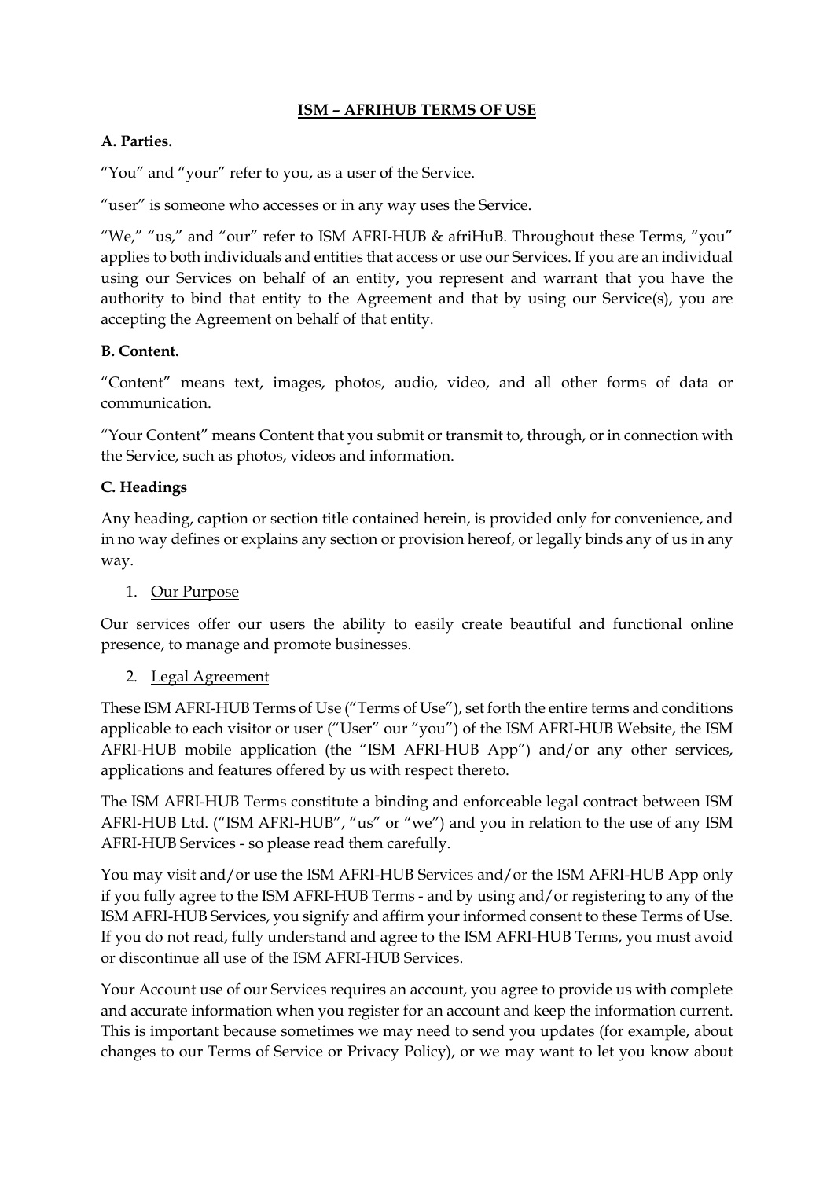# ISM – AFRIHUB TERMS OF USE

**A. Parties.**

"You" and "your" refer to you, as a user of the Service.

"user" is someone who accesses or in any way uses the Service.

"We," "us," and "our" refer to ISM AFRI-HUB & afriHuB. Throughout these Terms, "you" applies to both individuals and entities that access or use our Services. If you are an individual using our Services on behalf of an entity, you represent and warrant that you have the authority to bind that entity to the Agreement and that by using our Service(s), you are accepting the Agreement on behalf of that entity.

**B. Content.**

"Content" means text, images, photos, audio, video, and all other forms of data or communication.

"Your Content" means Content that you submit or transmit to, through, or in connection with the Service, such as photos, videos and information.

**C. Headings**

Any heading, caption or section title contained herein, is provided only for convenience, and in no way defines or explains any section or provision hereof, or legally binds any of us in any way.

1. Our Purpose

Our services offer our users the ability to easily create beautiful and functional online presence, to manage and promote businesses.

2. Legal Agreement

These ISM AFRI-HUB Terms of Use ("Terms of Use"), set forth the entire terms and conditions applicable to each visitor or user ("User" our "you") of the ISM AFRI-HUB Website, the ISM AFRI-HUB mobile application (the "ISM AFRI-HUB App") and/or any other services, applications and features offered by us with respect thereto.

The ISM AFRI-HUB Terms constitute a binding and enforceable legal contract between ISM AFRI-HUB Ltd. ("ISM AFRI-HUB", "us" or "we") and you in relation to the use of any ISM AFRI-HUB Services - so please read them carefully.

You may visit and/or use the ISM AFRI-HUB Services and/or the ISM AFRI-HUB App only if you fully agree to the ISM AFRI-HUB Terms - and by using and/or registering to any of the ISM AFRI-HUB Services, you signify and affirm your informed consent to these Terms of Use. If you do not read, fully understand and agree to the ISM AFRI-HUB Terms, you must avoid or discontinue all use of the ISM AFRI-HUB Services.

Your Account use of our Services requires an account, you agree to provide us with complete and accurate information when you register for an account and keep the information current. This is important because sometimes we may need to send you updates (for example, about changes to our Terms of Service or Privacy Policy), or we may want to let you know about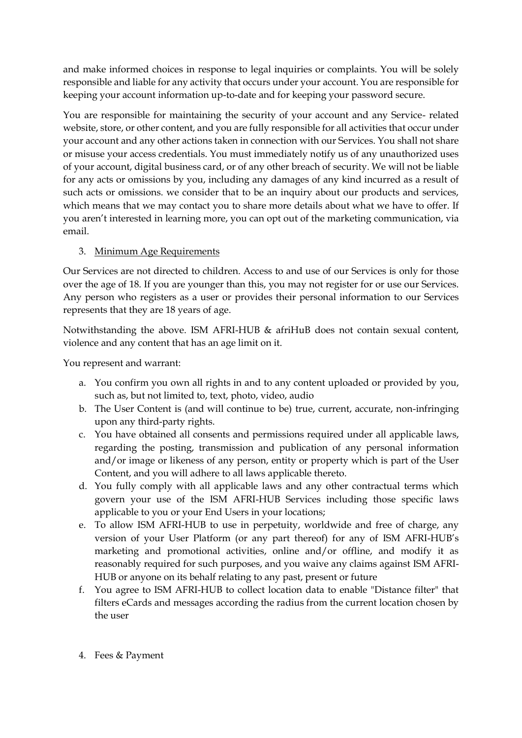and make informed choices in response to legal inquiries or complaints. You will be solely responsible and liable for any activity that occurs under your account. You are responsible for keeping your account information up-to-date and for keeping your password secure.

You are responsible for maintaining the security of your account and any Service- related website, store, or other content, and you are fully responsible for all activities that occur under your account and any other actions taken in connection with our Services. You shall not share or misuse your access credentials. You must immediately notify us of any unauthorized uses of your account, digital business card, or of any other breach of security. We will not be liable for any acts or omissions by you, including any damages of any kind incurred as a result of such acts or omissions. we consider that to be an inquiry about our products and services, which means that we may contact you to share more details about what we have to offer. If you aren't interested in learning more, you can opt out of the marketing communication, via email.

3. <u>Minimum Age Requirements</u>

Our Services are not directed to children. Access to and use of our Services is only for those over the age of 18. If you are younger than this, you may not register for or use our Services. Any person who registers as a user or provides their personal information to our Services represents that they are 18 years of age.

Notwithstanding the above. ISM AFRI-HUB & afriHuB does not contain sexual content, violence and any content that has an age limit on it.

You represent and warrant:

a. You confirm you own all rights in and to any content uploaded or provided by you, such as, but not limited to, text, photo, video, audio
b. The User Content is (and will continue to be) true, current, accurate, non-infringing upon any third-party rights.
c. You have obtained all consents and permissions required under all applicable laws, regarding the posting, transmission and publication of any personal information and/or image or likeness of any person, entity or property which is part of the User Content, and you will adhere to all laws applicable thereto.
d. You fully comply with all applicable laws and any other contractual terms which govern your use of the ISM AFRI-HUB Services including those specific laws applicable to you or your End Users in your locations;
e. To allow ISM AFRI-HUB to use in perpetuity, worldwide and free of charge, any version of your User Platform (or any part thereof) for any of ISM AFRI-HUB's marketing and promotional activities, online and/or offline, and modify it as reasonably required for such purposes, and you waive any claims against ISM AFRI-HUB or anyone on its behalf relating to any past, present or future
f. You agree to ISM AFRI-HUB to collect location data to enable "Distance filter" that filters eCards and messages according the radius from the current location chosen by the user

4. Fees & Payment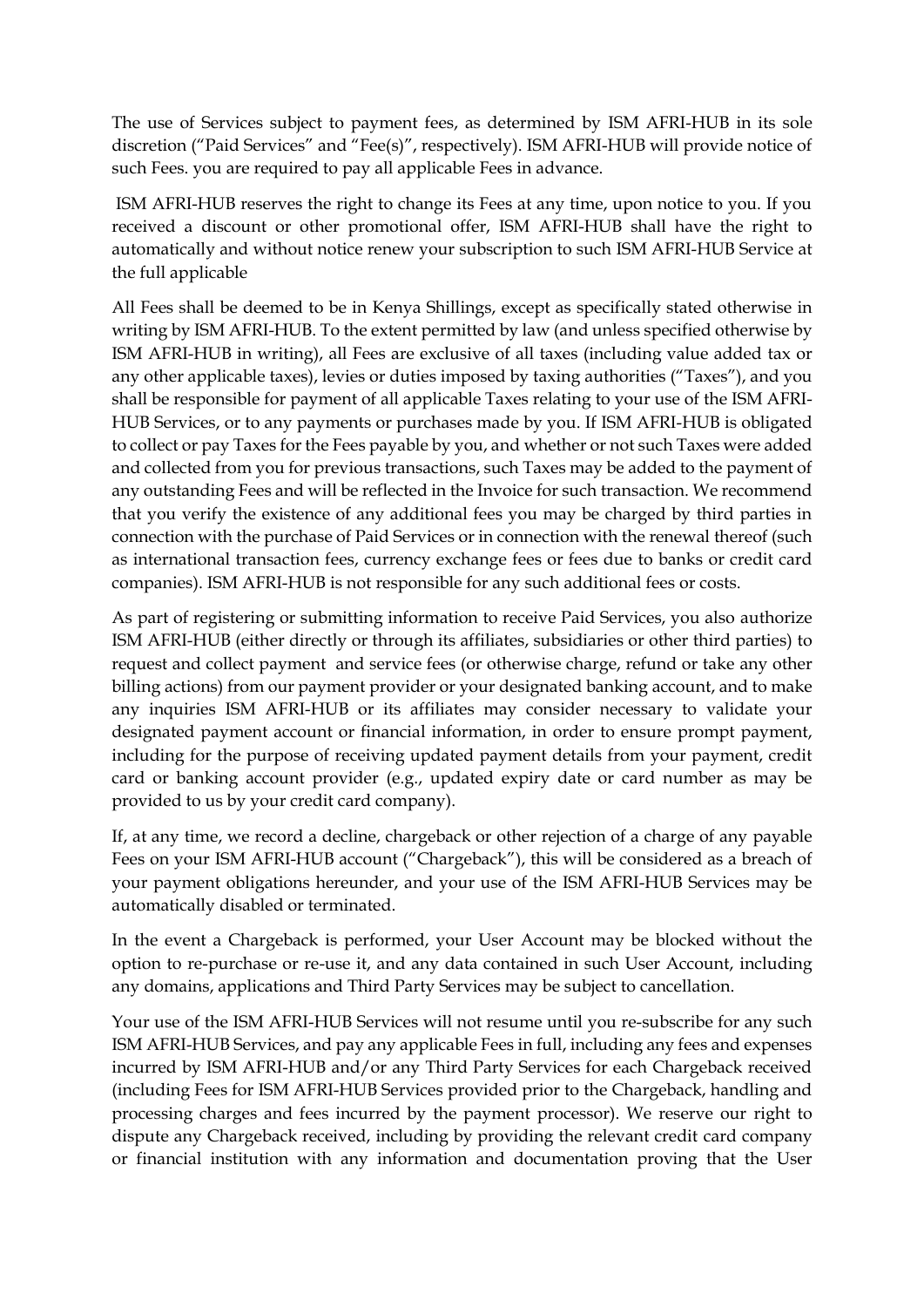The use of Services subject to payment fees, as determined by ISM AFRI-HUB in its sole discretion ("Paid Services" and "Fee(s)", respectively). ISM AFRI-HUB will provide notice of such Fees. you are required to pay all applicable Fees in advance.

ISM AFRI-HUB reserves the right to change its Fees at any time, upon notice to you. If you received a discount or other promotional offer, ISM AFRI-HUB shall have the right to automatically and without notice renew your subscription to such ISM AFRI-HUB Service at the full applicable

All Fees shall be deemed to be in Kenya Shillings, except as specifically stated otherwise in writing by ISM AFRI-HUB. To the extent permitted by law (and unless specified otherwise by ISM AFRI-HUB in writing), all Fees are exclusive of all taxes (including value added tax or any other applicable taxes), levies or duties imposed by taxing authorities ("Taxes"), and you shall be responsible for payment of all applicable Taxes relating to your use of the ISM AFRI-HUB Services, or to any payments or purchases made by you. If ISM AFRI-HUB is obligated to collect or pay Taxes for the Fees payable by you, and whether or not such Taxes were added and collected from you for previous transactions, such Taxes may be added to the payment of any outstanding Fees and will be reflected in the Invoice for such transaction. We recommend that you verify the existence of any additional fees you may be charged by third parties in connection with the purchase of Paid Services or in connection with the renewal thereof (such as international transaction fees, currency exchange fees or fees due to banks or credit card companies). ISM AFRI-HUB is not responsible for any such additional fees or costs.

As part of registering or submitting information to receive Paid Services, you also authorize ISM AFRI-HUB (either directly or through its affiliates, subsidiaries or other third parties) to request and collect payment and service fees (or otherwise charge, refund or take any other billing actions) from our payment provider or your designated banking account, and to make any inquiries ISM AFRI-HUB or its affiliates may consider necessary to validate your designated payment account or financial information, in order to ensure prompt payment, including for the purpose of receiving updated payment details from your payment, credit card or banking account provider (e.g., updated expiry date or card number as may be provided to us by your credit card company).

If, at any time, we record a decline, chargeback or other rejection of a charge of any payable Fees on your ISM AFRI-HUB account ("Chargeback"), this will be considered as a breach of your payment obligations hereunder, and your use of the ISM AFRI-HUB Services may be automatically disabled or terminated.

In the event a Chargeback is performed, your User Account may be blocked without the option to re-purchase or re-use it, and any data contained in such User Account, including any domains, applications and Third Party Services may be subject to cancellation.

Your use of the ISM AFRI-HUB Services will not resume until you re-subscribe for any such ISM AFRI-HUB Services, and pay any applicable Fees in full, including any fees and expenses incurred by ISM AFRI-HUB and/or any Third Party Services for each Chargeback received (including Fees for ISM AFRI-HUB Services provided prior to the Chargeback, handling and processing charges and fees incurred by the payment processor). We reserve our right to dispute any Chargeback received, including by providing the relevant credit card company or financial institution with any information and documentation proving that the User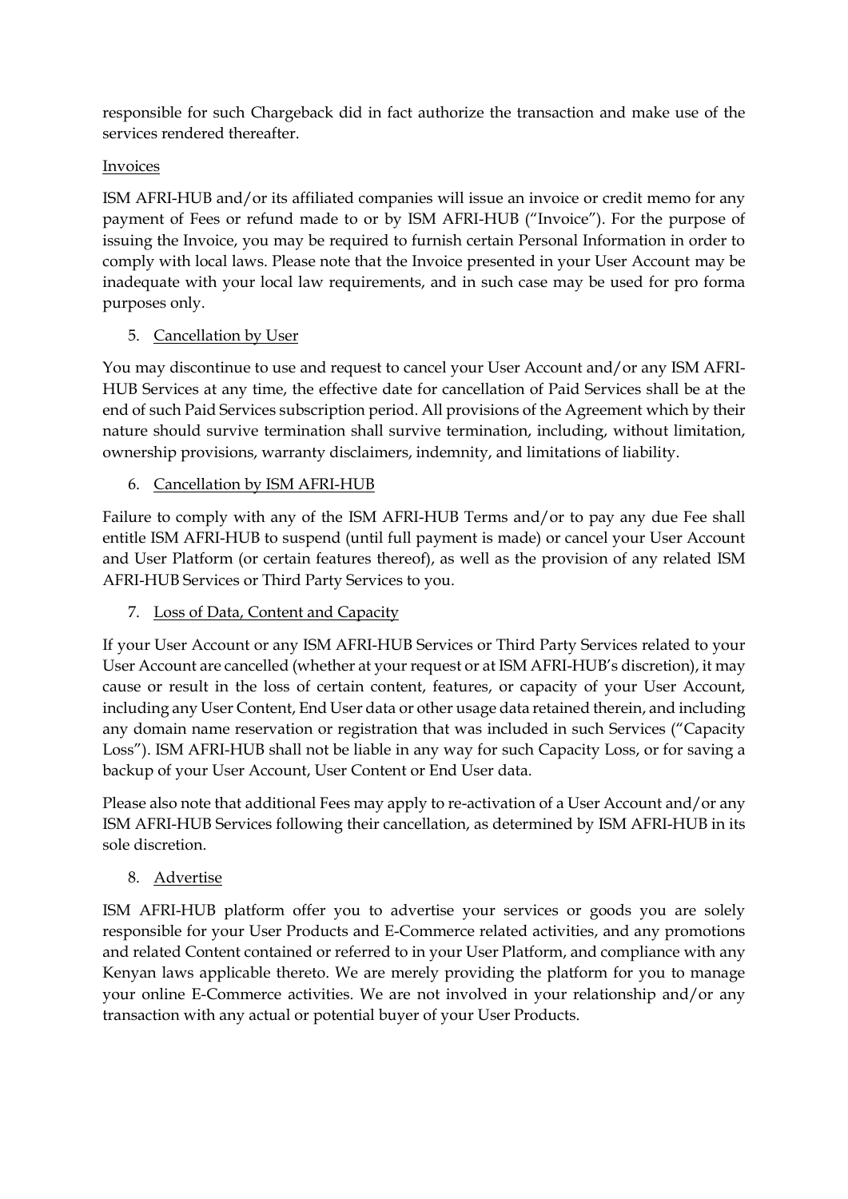responsible for such Chargeback did in fact authorize the transaction and make use of the services rendered thereafter.

Invoices

ISM AFRI-HUB and/or its affiliated companies will issue an invoice or credit memo for any payment of Fees or refund made to or by ISM AFRI-HUB ("Invoice"). For the purpose of issuing the Invoice, you may be required to furnish certain Personal Information in order to comply with local laws. Please note that the Invoice presented in your User Account may be inadequate with your local law requirements, and in such case may be used for pro forma purposes only.

5. Cancellation by User

You may discontinue to use and request to cancel your User Account and/or any ISM AFRI-HUB Services at any time, the effective date for cancellation of Paid Services shall be at the end of such Paid Services subscription period. All provisions of the Agreement which by their nature should survive termination shall survive termination, including, without limitation, ownership provisions, warranty disclaimers, indemnity, and limitations of liability.

6. Cancellation by ISM AFRI-HUB

Failure to comply with any of the ISM AFRI-HUB Terms and/or to pay any due Fee shall entitle ISM AFRI-HUB to suspend (until full payment is made) or cancel your User Account and User Platform (or certain features thereof), as well as the provision of any related ISM AFRI-HUB Services or Third Party Services to you.

7. Loss of Data, Content and Capacity

If your User Account or any ISM AFRI-HUB Services or Third Party Services related to your User Account are cancelled (whether at your request or at ISM AFRI-HUB's discretion), it may cause or result in the loss of certain content, features, or capacity of your User Account, including any User Content, End User data or other usage data retained therein, and including any domain name reservation or registration that was included in such Services ("Capacity Loss"). ISM AFRI-HUB shall not be liable in any way for such Capacity Loss, or for saving a backup of your User Account, User Content or End User data.

Please also note that additional Fees may apply to re-activation of a User Account and/or any ISM AFRI-HUB Services following their cancellation, as determined by ISM AFRI-HUB in its sole discretion.

8. Advertise

ISM AFRI-HUB platform offer you to advertise your services or goods you are solely responsible for your User Products and E-Commerce related activities, and any promotions and related Content contained or referred to in your User Platform, and compliance with any Kenyan laws applicable thereto. We are merely providing the platform for you to manage your online E-Commerce activities. We are not involved in your relationship and/or any transaction with any actual or potential buyer of your User Products.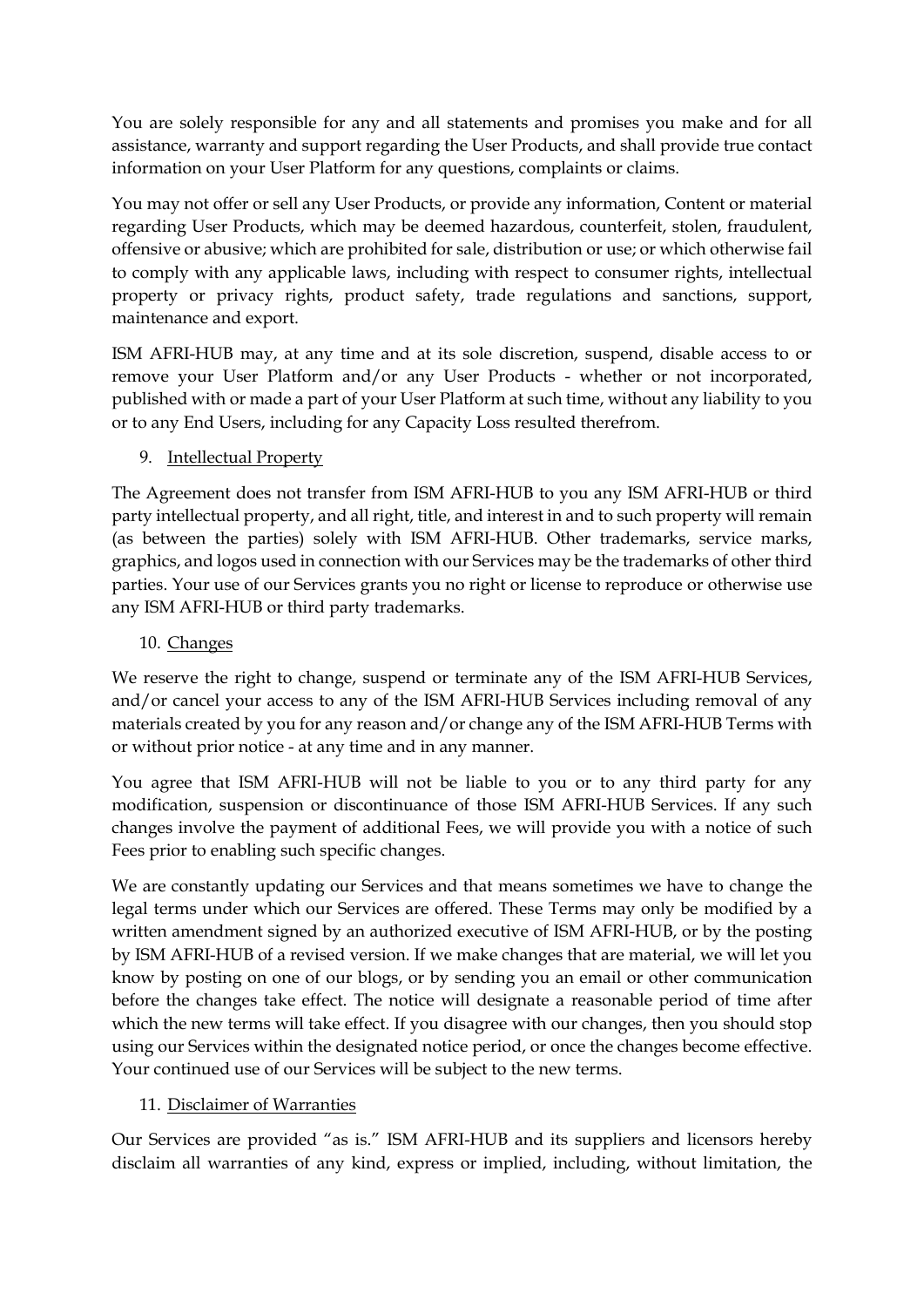You are solely responsible for any and all statements and promises you make and for all assistance, warranty and support regarding the User Products, and shall provide true contact information on your User Platform for any questions, complaints or claims.

You may not offer or sell any User Products, or provide any information, Content or material regarding User Products, which may be deemed hazardous, counterfeit, stolen, fraudulent, offensive or abusive; which are prohibited for sale, distribution or use; or which otherwise fail to comply with any applicable laws, including with respect to consumer rights, intellectual property or privacy rights, product safety, trade regulations and sanctions, support, maintenance and export.

ISM AFRI-HUB may, at any time and at its sole discretion, suspend, disable access to or remove your User Platform and/or any User Products - whether or not incorporated, published with or made a part of your User Platform at such time, without any liability to you or to any End Users, including for any Capacity Loss resulted therefrom.

9. <u>Intellectual Property</u>

The Agreement does not transfer from ISM AFRI-HUB to you any ISM AFRI-HUB or third party intellectual property, and all right, title, and interest in and to such property will remain (as between the parties) solely with ISM AFRI-HUB. Other trademarks, service marks, graphics, and logos used in connection with our Services may be the trademarks of other third parties. Your use of our Services grants you no right or license to reproduce or otherwise use any ISM AFRI-HUB or third party trademarks.

10. <u>Changes</u>

We reserve the right to change, suspend or terminate any of the ISM AFRI-HUB Services, and/or cancel your access to any of the ISM AFRI-HUB Services including removal of any materials created by you for any reason and/or change any of the ISM AFRI-HUB Terms with or without prior notice - at any time and in any manner.

You agree that ISM AFRI-HUB will not be liable to you or to any third party for any modification, suspension or discontinuance of those ISM AFRI-HUB Services. If any such changes involve the payment of additional Fees, we will provide you with a notice of such Fees prior to enabling such specific changes.

We are constantly updating our Services and that means sometimes we have to change the legal terms under which our Services are offered. These Terms may only be modified by a written amendment signed by an authorized executive of ISM AFRI-HUB, or by the posting by ISM AFRI-HUB of a revised version. If we make changes that are material, we will let you know by posting on one of our blogs, or by sending you an email or other communication before the changes take effect. The notice will designate a reasonable period of time after which the new terms will take effect. If you disagree with our changes, then you should stop using our Services within the designated notice period, or once the changes become effective. Your continued use of our Services will be subject to the new terms.

11. <u>Disclaimer of Warranties</u>

Our Services are provided "as is." ISM AFRI-HUB and its suppliers and licensors hereby disclaim all warranties of any kind, express or implied, including, without limitation, the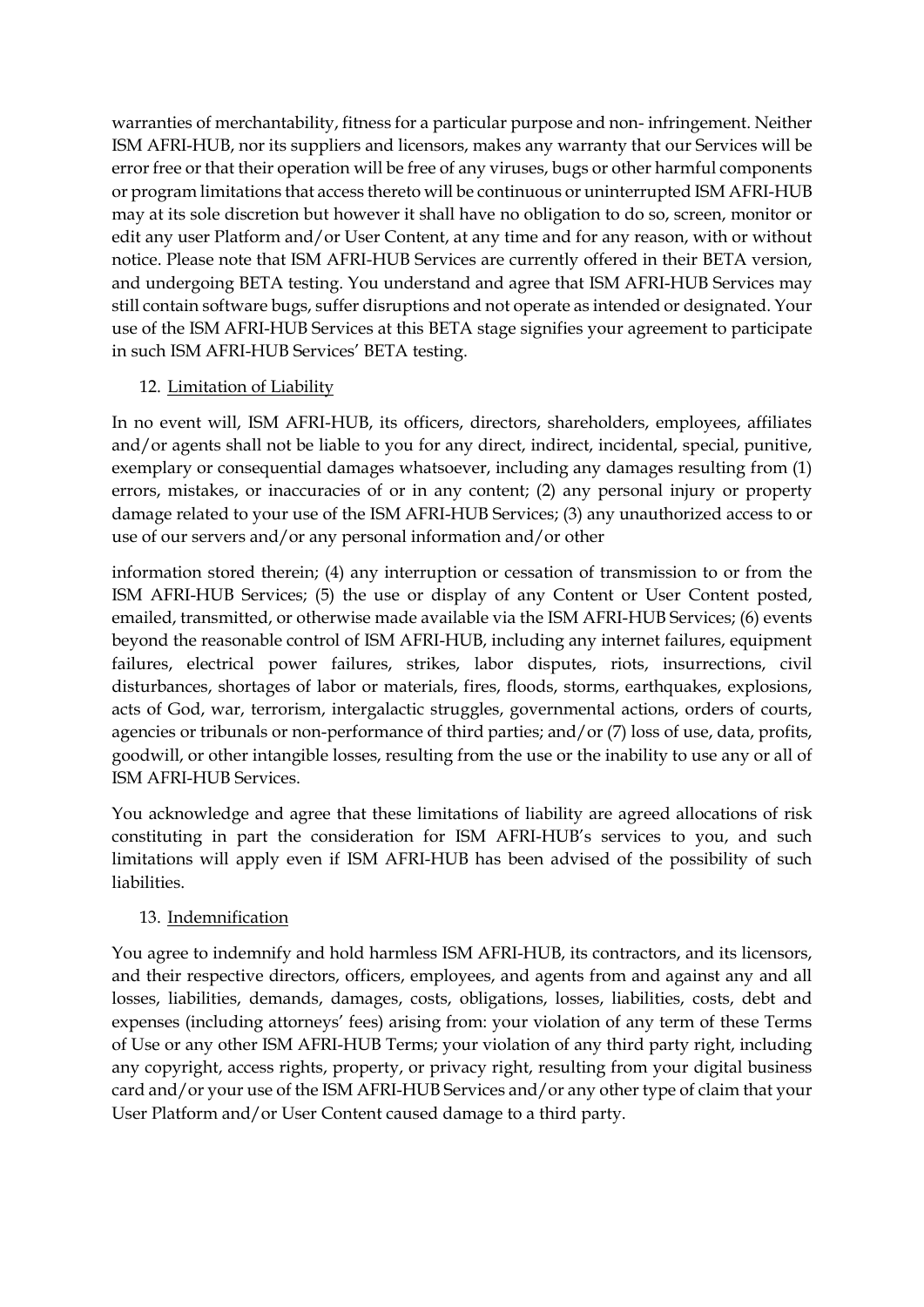warranties of merchantability, fitness for a particular purpose and non- infringement. Neither ISM AFRI-HUB, nor its suppliers and licensors, makes any warranty that our Services will be error free or that their operation will be free of any viruses, bugs or other harmful components or program limitations that access thereto will be continuous or uninterrupted ISM AFRI-HUB may at its sole discretion but however it shall have no obligation to do so, screen, monitor or edit any user Platform and/or User Content, at any time and for any reason, with or without notice. Please note that ISM AFRI-HUB Services are currently offered in their BETA version, and undergoing BETA testing. You understand and agree that ISM AFRI-HUB Services may still contain software bugs, suffer disruptions and not operate as intended or designated. Your use of the ISM AFRI-HUB Services at this BETA stage signifies your agreement to participate in such ISM AFRI-HUB Services' BETA testing.

12. Limitation of Liability

In no event will, ISM AFRI-HUB, its officers, directors, shareholders, employees, affiliates and/or agents shall not be liable to you for any direct, indirect, incidental, special, punitive, exemplary or consequential damages whatsoever, including any damages resulting from (1) errors, mistakes, or inaccuracies of or in any content; (2) any personal injury or property damage related to your use of the ISM AFRI-HUB Services; (3) any unauthorized access to or use of our servers and/or any personal information and/or other information stored therein; (4) any interruption or cessation of transmission to or from the ISM AFRI-HUB Services; (5) the use or display of any Content or User Content posted, emailed, transmitted, or otherwise made available via the ISM AFRI-HUB Services; (6) events beyond the reasonable control of ISM AFRI-HUB, including any internet failures, equipment failures, electrical power failures, strikes, labor disputes, riots, insurrections, civil disturbances, shortages of labor or materials, fires, floods, storms, earthquakes, explosions, acts of God, war, terrorism, intergalactic struggles, governmental actions, orders of courts, agencies or tribunals or non-performance of third parties; and/or (7) loss of use, data, profits, goodwill, or other intangible losses, resulting from the use or the inability to use any or all of ISM AFRI-HUB Services.

You acknowledge and agree that these limitations of liability are agreed allocations of risk constituting in part the consideration for ISM AFRI-HUB's services to you, and such limitations will apply even if ISM AFRI-HUB has been advised of the possibility of such liabilities.

13. Indemnification

You agree to indemnify and hold harmless ISM AFRI-HUB, its contractors, and its licensors, and their respective directors, officers, employees, and agents from and against any and all losses, liabilities, demands, damages, costs, obligations, losses, liabilities, costs, debt and expenses (including attorneys' fees) arising from: your violation of any term of these Terms of Use or any other ISM AFRI-HUB Terms; your violation of any third party right, including any copyright, access rights, property, or privacy right, resulting from your digital business card and/or your use of the ISM AFRI-HUB Services and/or any other type of claim that your User Platform and/or User Content caused damage to a third party.